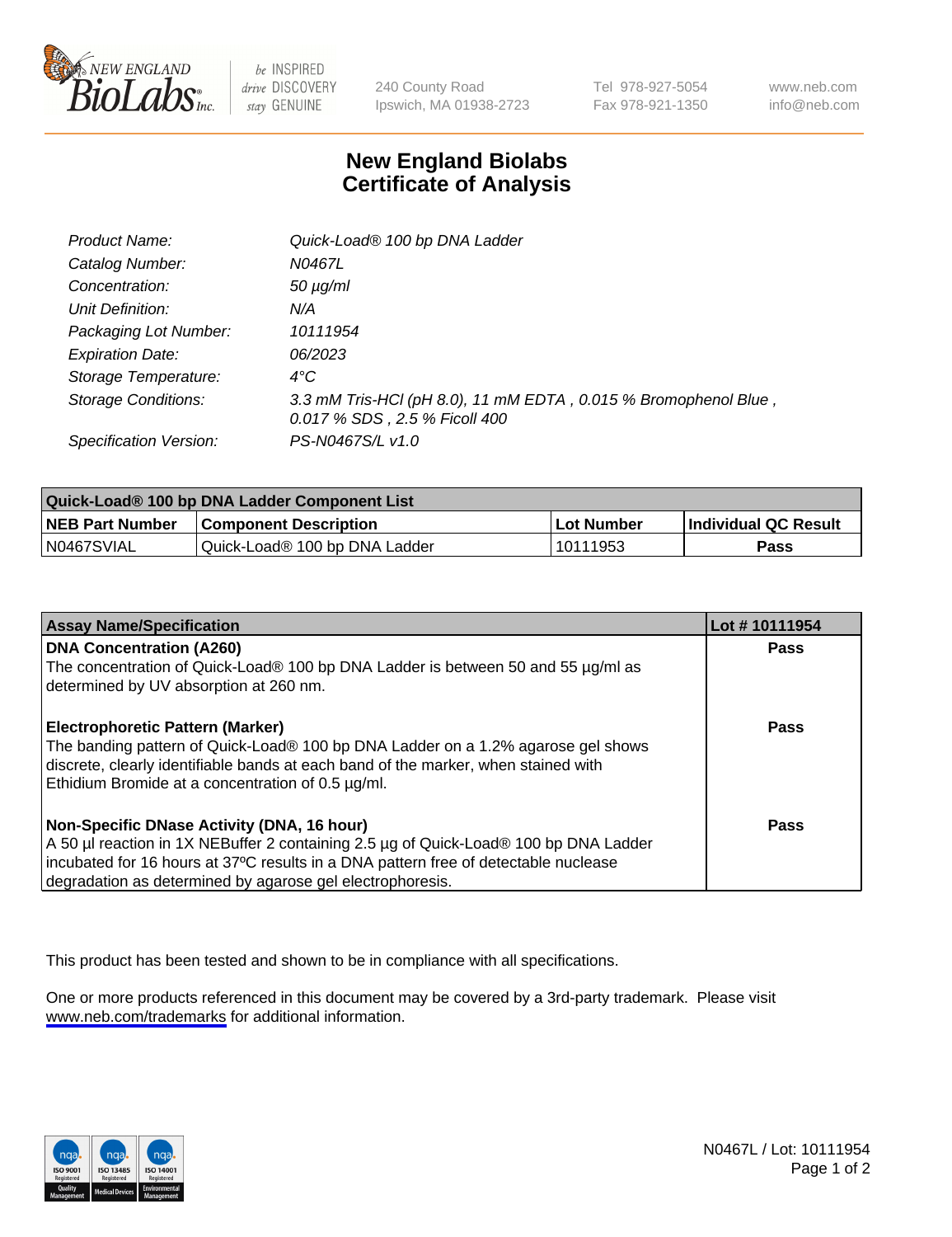# New England Biolabs
# Certificate of Analysis

| | |
|---|---|
| *Product Name:* | *Quick-Load® 100 bp DNA Ladder* |
| *Catalog Number:* | *N0467L* |
| *Concentration:* | *50 µg/ml* |
| *Unit Definition:* | *N/A* |
| *Packaging Lot Number:* | *10111954* |
| *Expiration Date:* | *06/2023* |
| *Storage Temperature:* | *4°C* |
| *Storage Conditions:* | *3.3 mM Tris-HCl (pH 8.0), 11 mM EDTA , 0.015 % Bromophenol Blue , 0.017 % SDS , 2.5 % Ficoll 400* |
| *Specification Version:* | *PS-N0467S/L v1.0* |

| Quick-Load® 100 bp DNA Ladder Component List | | | |
|---|---|---|---|
| **NEB Part Number** | **Component Description** | **Lot Number** | **Individual QC Result** |
| N0467SVIAL | Quick-Load® 100 bp DNA Ladder | 10111953 | **Pass** |

| Assay Name/Specification | Lot # 10111954 |
|---|---|
| **DNA Concentration (A260)**<br>The concentration of Quick-Load® 100 bp DNA Ladder is between 50 and 55 µg/ml as determined by UV absorption at 260 nm. | **Pass** |
| **Electrophoretic Pattern (Marker)**<br>The banding pattern of Quick-Load® 100 bp DNA Ladder on a 1.2% agarose gel shows discrete, clearly identifiable bands at each band of the marker, when stained with Ethidium Bromide at a concentration of 0.5 µg/ml. | **Pass** |
| **Non-Specific DNase Activity (DNA, 16 hour)**<br>A 50 µl reaction in 1X NEBuffer 2 containing 2.5 µg of Quick-Load® 100 bp DNA Ladder incubated for 16 hours at 37ºC results in a DNA pattern free of detectable nuclease degradation as determined by agarose gel electrophoresis. | **Pass** |

This product has been tested and shown to be in compliance with all specifications.

One or more products referenced in this document may be covered by a 3rd-party trademark. Please visit www.neb.com/trademarks for additional information.

N0467L / Lot: 10111954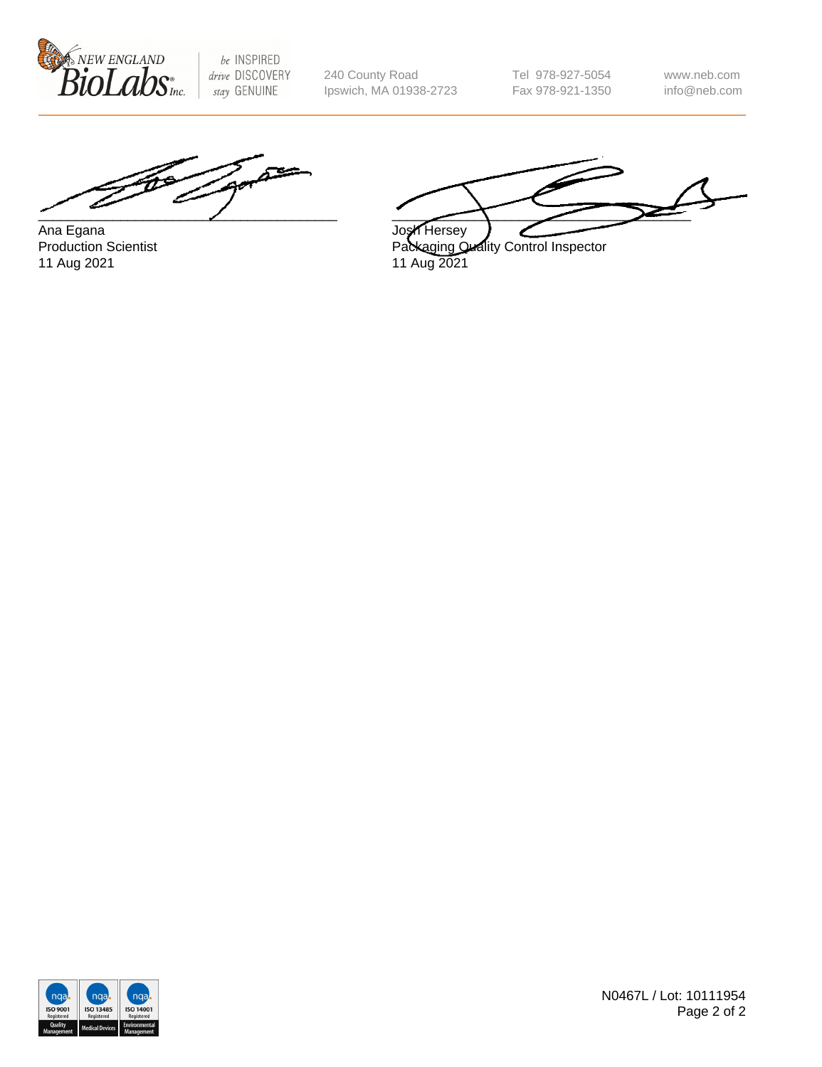Ana Egana
Production Scientist
11 Aug 2021

Josh Hersey
Packaging Quality Control Inspector
11 Aug 2021

N0467L / Lot: 10111954